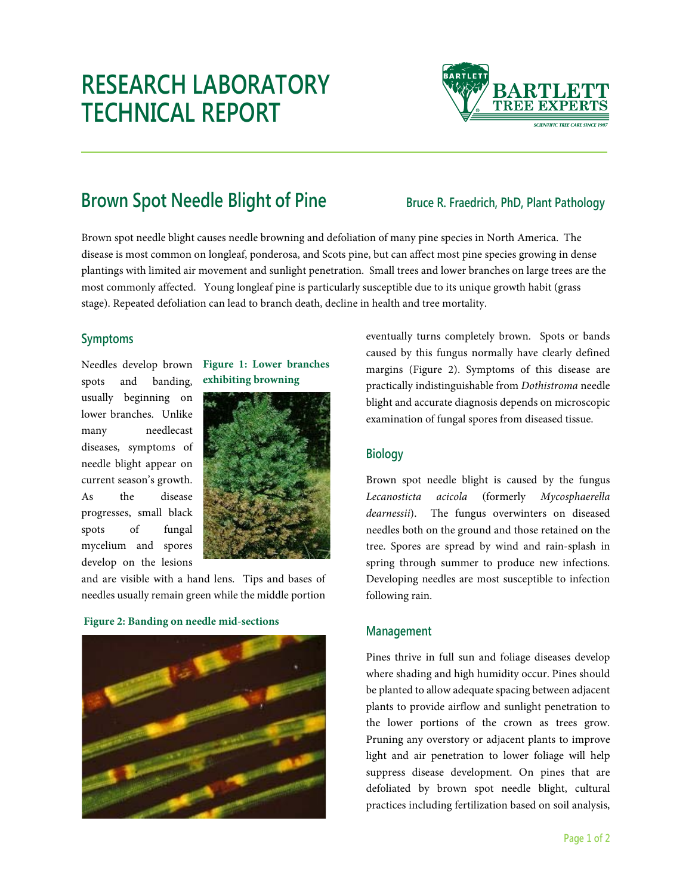# RESEARCH LABORATORY TECHNICAL REPORT

## Brown Spot Needle Blight of Pine

**Bruce R. Fraedrich, PhD, Plant Pathology**

Brown spot needle blight causes needle browning and defoliation of many pine species in North America. The disease is most common on longleaf, ponderosa, and Scots pine, but can affect most pine species growing in dense plantings with limited air movement and sunlight penetration. Small trees and lower branches on large trees are the most commonly affected. Young longleaf pine is particularly susceptible due to its unique growth habit (grass stage). Repeated defoliation can lead to branch death, decline in health and tree mortality.

### Symptoms

Needles develop brown spots and banding, usually beginning on lower branches. Unlike many needlecast diseases, symptoms of needle blight appear on current season's growth. As the disease progresses, small black spots of fungal mycelium and spores develop on the lesions and are visible with a hand lens. Tips and bases of needles usually remain green while the middle portion eventually turns completely brown. Spots or bands caused by this fungus normally have clearly defined margins (Figure 2). Symptoms of this disease are practically indistinguishable from *Dothistroma* needle blight and accurate diagnosis depends on microscopic examination of fungal spores from diseased tissue.

**Figure 1: Lower branches exhibiting browning**

**Figure 2: Banding on needle mid-sections**

### Biology

Brown spot needle blight is caused by the fungus *Lecanosticta acicola* (formerly *Mycosphaerella dearnessii*). The fungus overwinters on diseased needles both on the ground and those retained on the tree. Spores are spread by wind and rain-splash in spring through summer to produce new infections. Developing needles are most susceptible to infection following rain.

### Management

Pines thrive in full sun and foliage diseases develop where shading and high humidity occur. Pines should be planted to allow adequate spacing between adjacent plants to provide airflow and sunlight penetration to the lower portions of the crown as trees grow. Pruning any overstory or adjacent plants to improve light and air penetration to lower foliage will help suppress disease development. On pines that are defoliated by brown spot needle blight, cultural practices including fertilization based on soil analysis,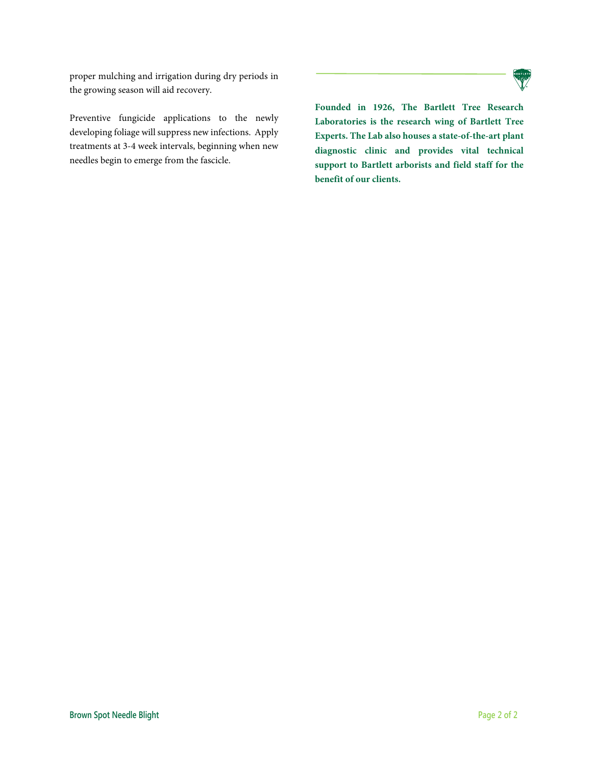proper mulching and irrigation during dry periods in the growing season will aid recovery.

Preventive fungicide applications to the newly developing foliage will suppress new infections. Apply treatments at 3-4 week intervals, beginning when new needles begin to emerge from the fascicle.

**Founded in 1926, The Bartlett Tree Research Laboratories is the research wing of Bartlett Tree Experts. The Lab also houses a state-of-the-art plant diagnostic clinic and provides vital technical support to Bartlett arborists and field staff for the benefit of our clients.**